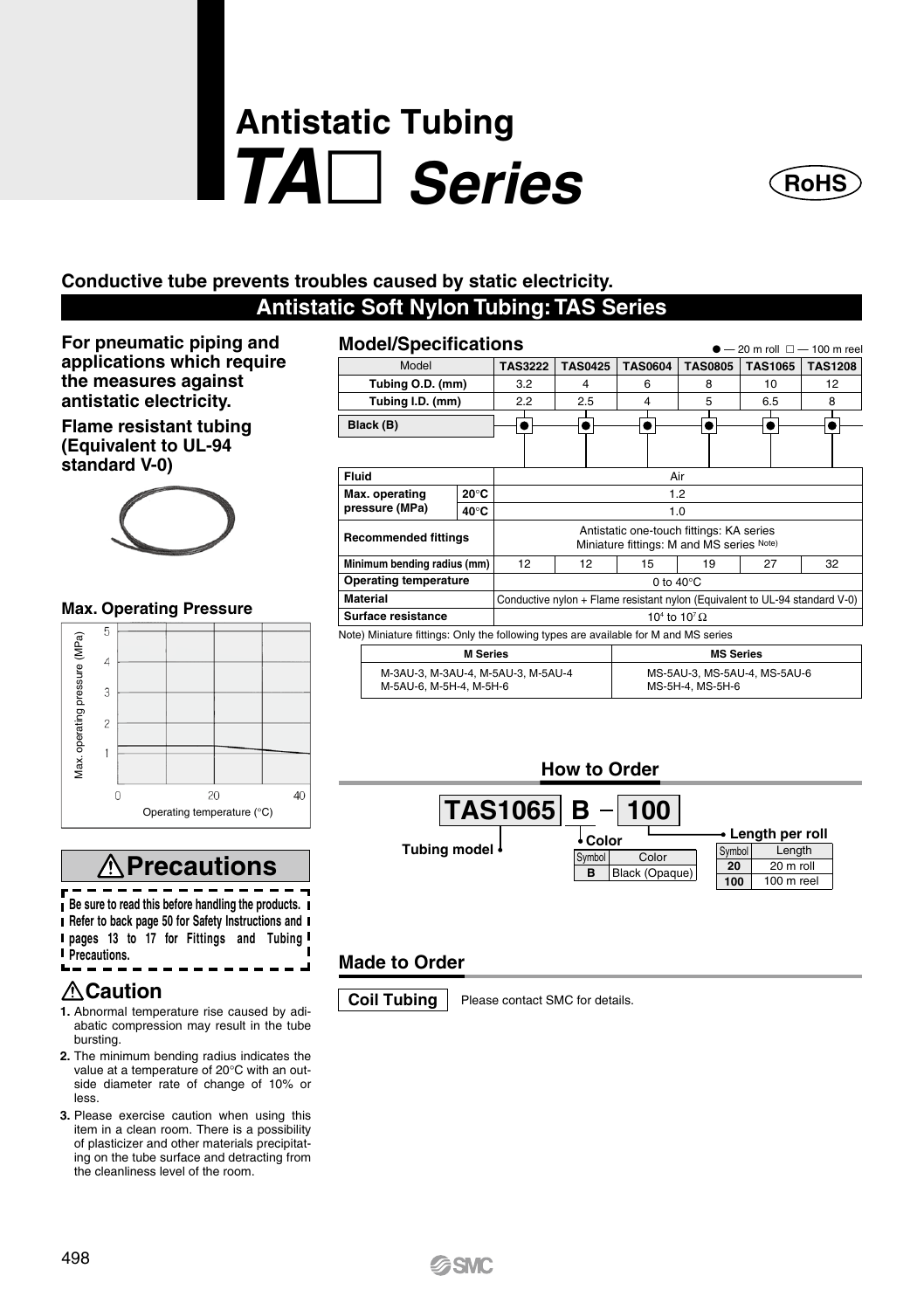# Antistatic Tubing
# TA□ Series

RoHS

**Conductive tube prevents troubles caused by static electricity.**

## Antistatic Soft Nylon Tubing: TAS Series

**For pneumatic piping and applications which require the measures against antistatic electricity.**

**Flame resistant tubing (Equivalent to UL-94 standard V-0)**

### Max. Operating Pressure

Max. operating pressure (MPa) vs. Operating temperature (°C)

### Model/Specifications

● — 20 m roll □ — 100 m reel

| Model | | TAS3222 | TAS0425 | TAS0604 | TAS0805 | TAS1065 | TAS1208 |
|---|---|---|---|---|---|---|---|
| Tubing O.D. (mm) | | 3.2 | 4 | 6 | 8 | 10 | 12 |
| Tubing I.D. (mm) | | 2.2 | 2.5 | 4 | 5 | 6.5 | 8 |
| Black (B) | | ● □ | ● □ | ● □ | ● □ | ● □ | ● □ |
| Fluid | | Air | | | | | |
| Max. operating pressure (MPa) | 20°C | 1.2 | | | | | |
| | 40°C | 1.0 | | | | | |
| Recommended fittings | | Antistatic one-touch fittings: KA series<br>Miniature fittings: M and MS series Note) | | | | | |
| Minimum bending radius (mm) | | 12 | 12 | 15 | 19 | 27 | 32 |
| Operating temperature | | 0 to 40°C | | | | | |
| Material | | Conductive nylon + Flame resistant nylon (Equivalent to UL-94 standard V-0) | | | | | |
| Surface resistance | | $10^4$ to $10^7\,\Omega$ | | | | | |

Note) Miniature fittings: Only the following types are available for M and MS series

| M Series | MS Series |
|---|---|
| M-3AU-3, M-3AU-4, M-5AU-3, M-5AU-4<br>M-5AU-6, M-5H-4, M-5H-6 | MS-5AU-3, MS-5AU-4, MS-5AU-6<br>MS-5H-4, MS-5H-6 |

## ⚠ Precautions

Be sure to read this before handling the products. Refer to back page 50 for Safety Instructions and pages 13 to 17 for Fittings and Tubing Precautions.

### ⚠ Caution

1. Abnormal temperature rise caused by adiabatic compression may result in the tube bursting.
2. The minimum bending radius indicates the value at a temperature of 20°C with an outside diameter rate of change of 10% or less.
3. Please exercise caution when using this item in a clean room. There is a possibility of plasticizer and other materials precipitating on the tube surface and detracting from the cleanliness level of the room.

### How to Order

**TAS1065 B – 100**

Tubing model

**Color**

| Symbol | Color |
|---|---|
| B | Black (Opaque) |

**Length per roll**

| Symbol | Length |
|---|---|
| 20 | 20 m roll |
| 100 | 100 m reel |

### Made to Order

**Coil Tubing** Please contact SMC for details.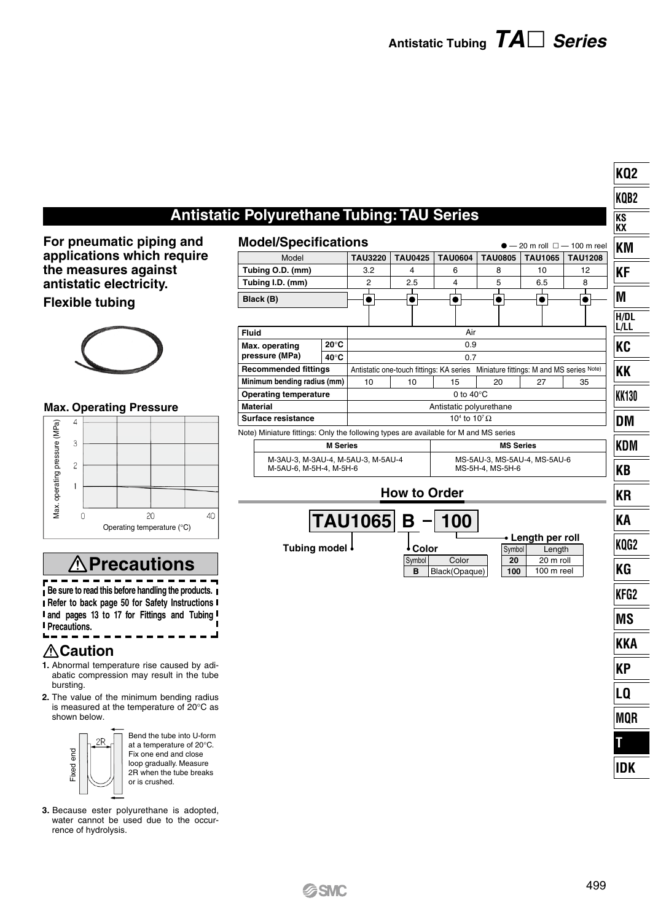## Antistatic Polyurethane Tubing: TAU Series

**For pneumatic piping and applications which require the measures against antistatic electricity.**

**Flexible tubing**

### Max. Operating Pressure

Max. operating pressure (MPa) vs. Operating temperature (°C)

### Model/Specifications

● — 20 m roll □ — 100 m reel

| Model | | TAU3220 | TAU0425 | TAU0604 | TAU0805 | TAU1065 | TAU1208 |
|---|---|---|---|---|---|---|---|
| Tubing O.D. (mm) | | 3.2 | 4 | 6 | 8 | 10 | 12 |
| Tubing I.D. (mm) | | 2 | 2.5 | 4 | 5 | 6.5 | 8 |
| Black (B) | | ● | ● | ● | ● | ● | ● |
| Fluid | | Air | | | | | |
| Max. operating pressure (MPa) | 20°C | 0.9 | | | | | |
| | 40°C | 0.7 | | | | | |
| Recommended fittings | | Antistatic one-touch fittings: KA series Miniature fittings: M and MS series Note) | | | | | |
| Minimum bending radius (mm) | | 10 | 10 | 15 | 20 | 27 | 35 |
| Operating temperature | | 0 to 40°C | | | | | |
| Material | | Antistatic polyurethane | | | | | |
| Surface resistance | | $10^4$ to $10^7$ Ω | | | | | |

Note) Miniature fittings: Only the following types are available for M and MS series

| M Series | MS Series |
|---|---|
| M-3AU-3, M-3AU-4, M-5AU-3, M-5AU-4 M-5AU-6, M-5H-4, M-5H-6 | MS-5AU-3, MS-5AU-4, MS-5AU-6 MS-5H-4, MS-5H-6 |

### How to Order

**TAU1065 B − 100**

Tubing model

**Color**

| Symbol | Color |
|---|---|
| B | Black(Opaque) |

**Length per roll**

| Symbol | Length |
|---|---|
| 20 | 20 m roll |
| 100 | 100 m reel |

## ⚠Precautions

**Be sure to read this before handling the products. Refer to back page 50 for Safety Instructions and pages 13 to 17 for Fittings and Tubing Precautions.**

### ⚠Caution

1. Abnormal temperature rise caused by adiabatic compression may result in the tube bursting.
2. The value of the minimum bending radius is measured at the temperature of 20°C as shown below.

   Bend the tube into U-form at a temperature of 20°C. Fix one end and close loop gradually. Measure 2R when the tube breaks or is crushed.

3. Because ester polyurethane is adopted, water cannot be used due to the occurrence of hydrolysis.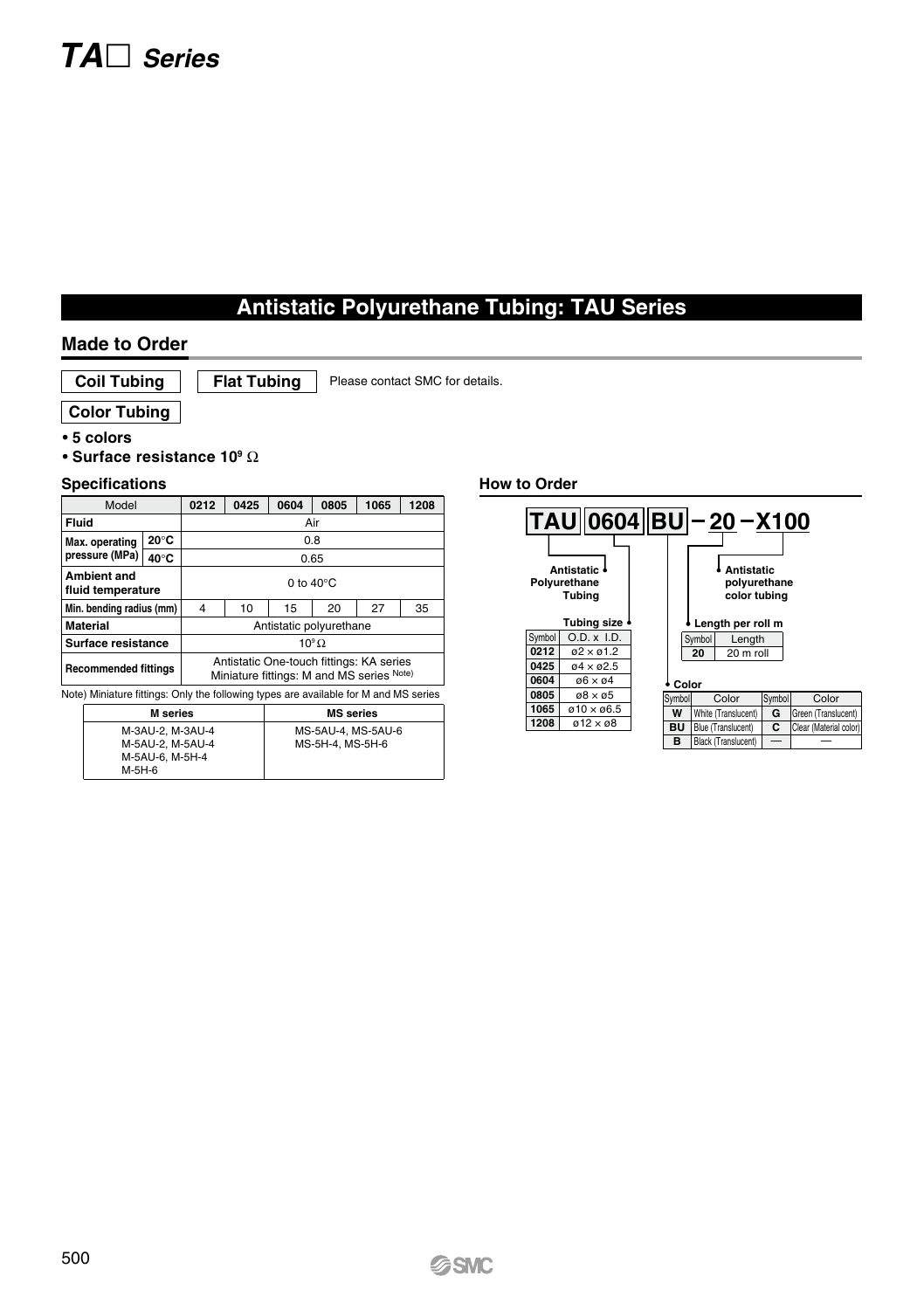# TA□ Series

## Antistatic Polyurethane Tubing: TAU Series

### Made to Order

**Coil Tubing** **Flat Tubing** Please contact SMC for details.

**Color Tubing**

- **5 colors**
- **Surface resistance $10^9$ Ω**

#### Specifications

| Model | | 0212 | 0425 | 0604 | 0805 | 1065 | 1208 |
|---|---|---|---|---|---|---|---|
| Fluid | | Air | | | | | |
| Max. operating pressure (MPa) | 20°C | 0.8 | | | | | |
| | 40°C | 0.65 | | | | | |
| Ambient and fluid temperature | | 0 to 40°C | | | | | |
| Min. bending radius (mm) | | 4 | 10 | 15 | 20 | 27 | 35 |
| Material | | Antistatic polyurethane | | | | | |
| Surface resistance | | $10^9$ Ω | | | | | |
| Recommended fittings | | Antistatic One-touch fittings: KA series<br>Miniature fittings: M and MS series Note) | | | | | |

Note) Miniature fittings: Only the following types are available for M and MS series

| M series | MS series |
|---|---|
| M-3AU-2, M-3AU-4<br>M-5AU-2, M-5AU-4<br>M-5AU-6, M-5H-4<br>M-5H-6 | MS-5AU-4, MS-5AU-6<br>MS-5H-4, MS-5H-6 |

#### How to Order

**TAU 0604 BU – 20 – X100**

- TAU: Antistatic Polyurethane Tubing
- 0604: Tubing size
- BU: Color
- 20: Length per roll m
- X100: Antistatic polyurethane color tubing

**Tubing size**

| Symbol | O.D. x I.D. |
|---|---|
| 0212 | ø2 × ø1.2 |
| 0425 | ø4 × ø2.5 |
| 0604 | ø6 × ø4 |
| 0805 | ø8 × ø5 |
| 1065 | ø10 × ø6.5 |
| 1208 | ø12 × ø8 |

**Length per roll m**

| Symbol | Length |
|---|---|
| 20 | 20 m roll |

**Color**

| Symbol | Color | Symbol | Color |
|---|---|---|---|
| W | White (Translucent) | G | Green (Translucent) |
| BU | Blue (Translucent) | C | Clear (Material color) |
| B | Black (Translucent) | — | — |